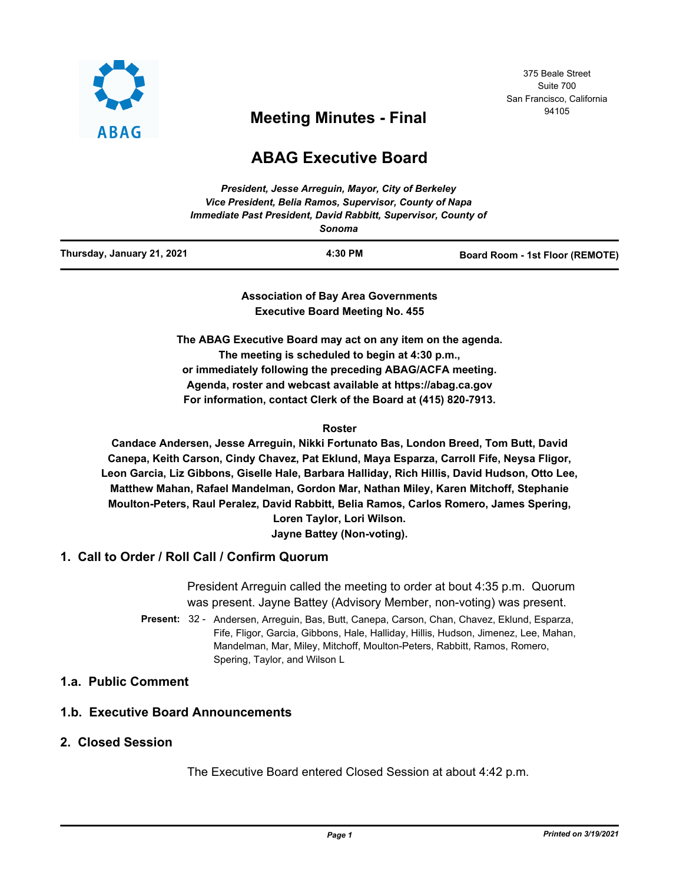375 Beale Street
Suite 700
San Francisco, California
94105

# Meeting Minutes - Final

# ABAG Executive Board

*President, Jesse Arreguin, Mayor, City of Berkeley*
*Vice President, Belia Ramos, Supervisor, County of Napa*
*Immediate Past President, David Rabbitt, Supervisor, County of Sonoma*

| Thursday, January 21, 2021 | 4:30 PM | Board Room - 1st Floor (REMOTE) |
|---|---|---|

**Association of Bay Area Governments**
**Executive Board Meeting No. 455**

**The ABAG Executive Board may act on any item on the agenda.**
**The meeting is scheduled to begin at 4:30 p.m.,**
**or immediately following the preceding ABAG/ACFA meeting.**
**Agenda, roster and webcast available at https://abag.ca.gov**
**For information, contact Clerk of the Board at (415) 820-7913.**

**Roster**

**Candace Andersen, Jesse Arreguin, Nikki Fortunato Bas, London Breed, Tom Butt, David Canepa, Keith Carson, Cindy Chavez, Pat Eklund, Maya Esparza, Carroll Fife, Neysa Fligor, Leon Garcia, Liz Gibbons, Giselle Hale, Barbara Halliday, Rich Hillis, David Hudson, Otto Lee, Matthew Mahan, Rafael Mandelman, Gordon Mar, Nathan Miley, Karen Mitchoff, Stephanie Moulton-Peters, Raul Peralez, David Rabbitt, Belia Ramos, Carlos Romero, James Spering, Loren Taylor, Lori Wilson.**
**Jayne Battey (Non-voting).**

## 1. Call to Order / Roll Call / Confirm Quorum

President Arreguin called the meeting to order at bout 4:35 p.m. Quorum was present. Jayne Battey (Advisory Member, non-voting) was present.

**Present:** 32 - Andersen, Arreguin, Bas, Butt, Canepa, Carson, Chan, Chavez, Eklund, Esparza, Fife, Fligor, Garcia, Gibbons, Hale, Halliday, Hillis, Hudson, Jimenez, Lee, Mahan, Mandelman, Mar, Miley, Mitchoff, Moulton-Peters, Rabbitt, Ramos, Romero, Spering, Taylor, and Wilson L

## 1.a. Public Comment

## 1.b. Executive Board Announcements

## 2. Closed Session

The Executive Board entered Closed Session at about 4:42 p.m.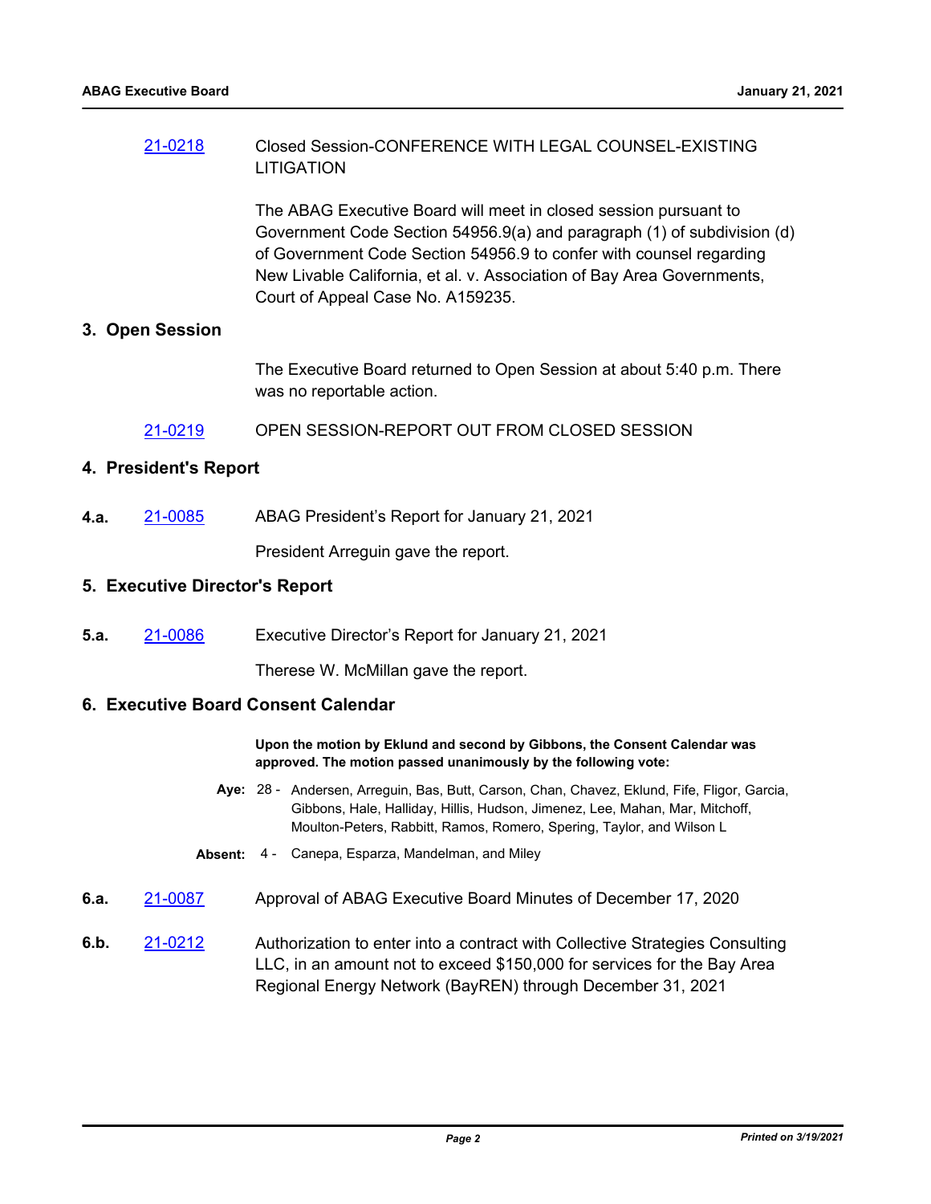21-0218 Closed Session-CONFERENCE WITH LEGAL COUNSEL-EXISTING LITIGATION

The ABAG Executive Board will meet in closed session pursuant to Government Code Section 54956.9(a) and paragraph (1) of subdivision (d) of Government Code Section 54956.9 to confer with counsel regarding New Livable California, et al. v. Association of Bay Area Governments, Court of Appeal Case No. A159235.

## 3. Open Session

The Executive Board returned to Open Session at about 5:40 p.m. There was no reportable action.

21-0219 OPEN SESSION-REPORT OUT FROM CLOSED SESSION

## 4. President's Report

**4.a.** 21-0085 ABAG President's Report for January 21, 2021

President Arreguin gave the report.

## 5. Executive Director's Report

**5.a.** 21-0086 Executive Director's Report for January 21, 2021

Therese W. McMillan gave the report.

## 6. Executive Board Consent Calendar

**Upon the motion by Eklund and second by Gibbons, the Consent Calendar was approved. The motion passed unanimously by the following vote:**

**Aye:** 28 - Andersen, Arreguin, Bas, Butt, Carson, Chan, Chavez, Eklund, Fife, Fligor, Garcia, Gibbons, Hale, Halliday, Hillis, Hudson, Jimenez, Lee, Mahan, Mar, Mitchoff, Moulton-Peters, Rabbitt, Ramos, Romero, Spering, Taylor, and Wilson L

**Absent:** 4 - Canepa, Esparza, Mandelman, and Miley

**6.a.** 21-0087 Approval of ABAG Executive Board Minutes of December 17, 2020

**6.b.** 21-0212 Authorization to enter into a contract with Collective Strategies Consulting LLC, in an amount not to exceed $150,000 for services for the Bay Area Regional Energy Network (BayREN) through December 31, 2021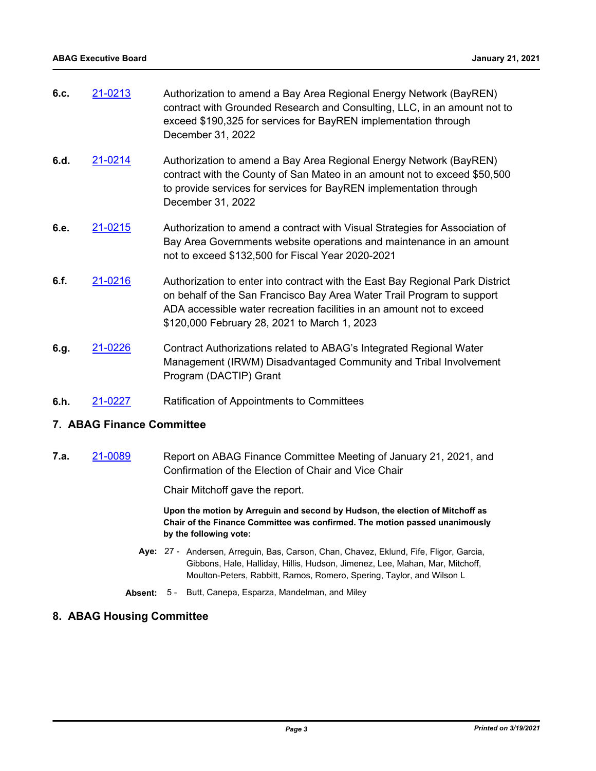**6.c.** 21-0213 Authorization to amend a Bay Area Regional Energy Network (BayREN) contract with Grounded Research and Consulting, LLC, in an amount not to exceed $190,325 for services for BayREN implementation through December 31, 2022

**6.d.** 21-0214 Authorization to amend a Bay Area Regional Energy Network (BayREN) contract with the County of San Mateo in an amount not to exceed $50,500 to provide services for services for BayREN implementation through December 31, 2022

**6.e.** 21-0215 Authorization to amend a contract with Visual Strategies for Association of Bay Area Governments website operations and maintenance in an amount not to exceed $132,500 for Fiscal Year 2020-2021

**6.f.** 21-0216 Authorization to enter into contract with the East Bay Regional Park District on behalf of the San Francisco Bay Area Water Trail Program to support ADA accessible water recreation facilities in an amount not to exceed $120,000 February 28, 2021 to March 1, 2023

**6.g.** 21-0226 Contract Authorizations related to ABAG's Integrated Regional Water Management (IRWM) Disadvantaged Community and Tribal Involvement Program (DACTIP) Grant

**6.h.** 21-0227 Ratification of Appointments to Committees

## 7. ABAG Finance Committee

**7.a.** 21-0089 Report on ABAG Finance Committee Meeting of January 21, 2021, and Confirmation of the Election of Chair and Vice Chair

Chair Mitchoff gave the report.

**Upon the motion by Arreguin and second by Hudson, the election of Mitchoff as Chair of the Finance Committee was confirmed. The motion passed unanimously by the following vote:**

**Aye:** 27 - Andersen, Arreguin, Bas, Carson, Chan, Chavez, Eklund, Fife, Fligor, Garcia, Gibbons, Hale, Halliday, Hillis, Hudson, Jimenez, Lee, Mahan, Mar, Mitchoff, Moulton-Peters, Rabbitt, Ramos, Romero, Spering, Taylor, and Wilson L

**Absent:** 5 - Butt, Canepa, Esparza, Mandelman, and Miley

## 8. ABAG Housing Committee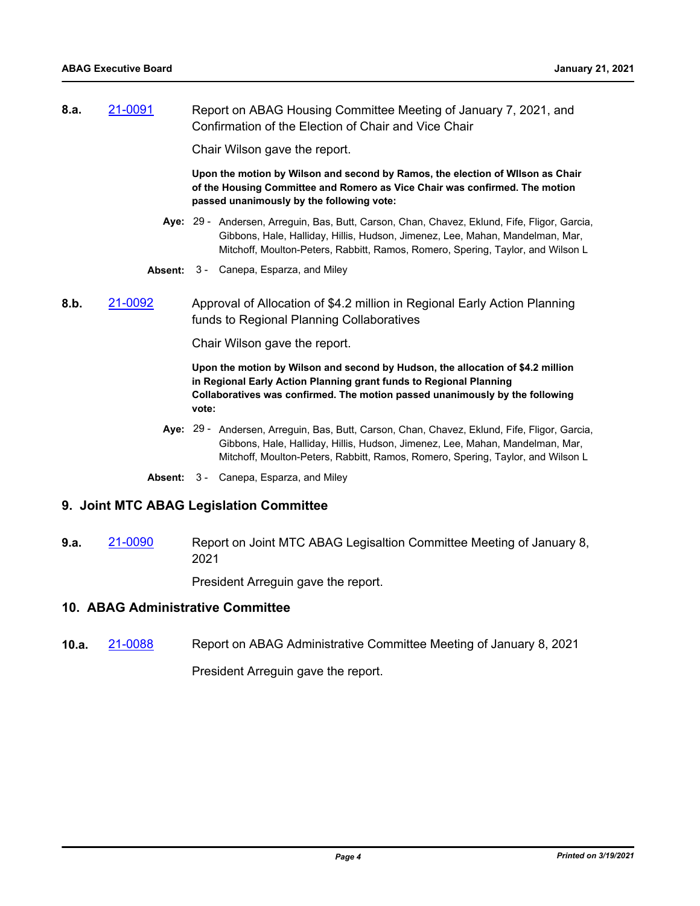**8.a.** [21-0091] Report on ABAG Housing Committee Meeting of January 7, 2021, and Confirmation of the Election of Chair and Vice Chair

Chair Wilson gave the report.

**Upon the motion by Wilson and second by Ramos, the election of WIlson as Chair of the Housing Committee and Romero as Vice Chair was confirmed. The motion passed unanimously by the following vote:**

**Aye:** 29 - Andersen, Arreguin, Bas, Butt, Carson, Chan, Chavez, Eklund, Fife, Fligor, Garcia, Gibbons, Hale, Halliday, Hillis, Hudson, Jimenez, Lee, Mahan, Mandelman, Mar, Mitchoff, Moulton-Peters, Rabbitt, Ramos, Romero, Spering, Taylor, and Wilson L

**Absent:** 3 - Canepa, Esparza, and Miley

**8.b.** [21-0092] Approval of Allocation of $4.2 million in Regional Early Action Planning funds to Regional Planning Collaboratives

Chair Wilson gave the report.

**Upon the motion by Wilson and second by Hudson, the allocation of $4.2 million in Regional Early Action Planning grant funds to Regional Planning Collaboratives was confirmed. The motion passed unanimously by the following vote:**

**Aye:** 29 - Andersen, Arreguin, Bas, Butt, Carson, Chan, Chavez, Eklund, Fife, Fligor, Garcia, Gibbons, Hale, Halliday, Hillis, Hudson, Jimenez, Lee, Mahan, Mandelman, Mar, Mitchoff, Moulton-Peters, Rabbitt, Ramos, Romero, Spering, Taylor, and Wilson L

**Absent:** 3 - Canepa, Esparza, and Miley

## 9. Joint MTC ABAG Legislation Committee

**9.a.** [21-0090] Report on Joint MTC ABAG Legisaltion Committee Meeting of January 8, 2021

President Arreguin gave the report.

## 10. ABAG Administrative Committee

**10.a.** [21-0088] Report on ABAG Administrative Committee Meeting of January 8, 2021

President Arreguin gave the report.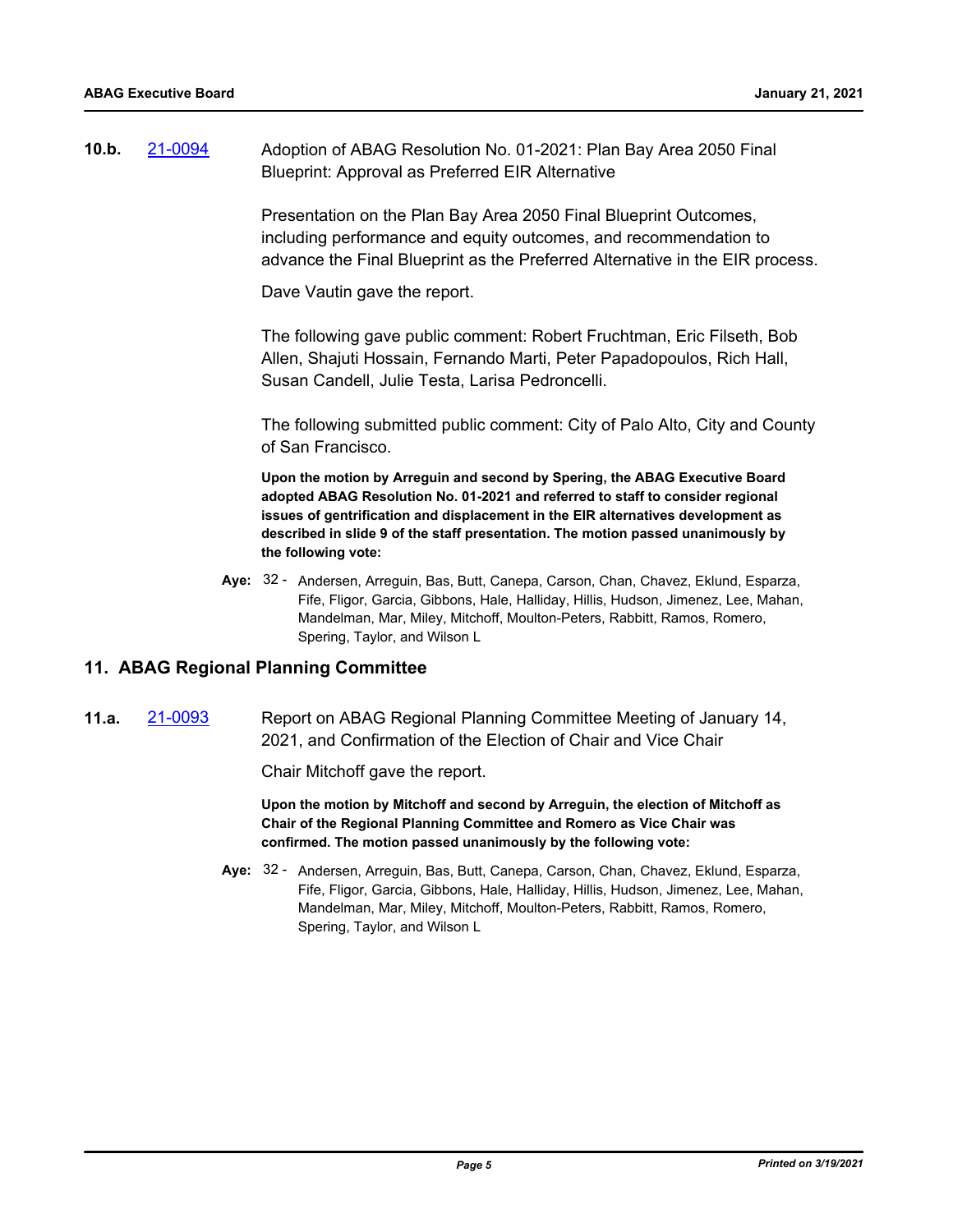**10.b.** 21-0094 Adoption of ABAG Resolution No. 01-2021: Plan Bay Area 2050 Final Blueprint: Approval as Preferred EIR Alternative

Presentation on the Plan Bay Area 2050 Final Blueprint Outcomes, including performance and equity outcomes, and recommendation to advance the Final Blueprint as the Preferred Alternative in the EIR process.

Dave Vautin gave the report.

The following gave public comment: Robert Fruchtman, Eric Filseth, Bob Allen, Shajuti Hossain, Fernando Marti, Peter Papadopoulos, Rich Hall, Susan Candell, Julie Testa, Larisa Pedroncelli.

The following submitted public comment: City of Palo Alto, City and County of San Francisco.

**Upon the motion by Arreguin and second by Spering, the ABAG Executive Board adopted ABAG Resolution No. 01-2021 and referred to staff to consider regional issues of gentrification and displacement in the EIR alternatives development as described in slide 9 of the staff presentation. The motion passed unanimously by the following vote:**

**Aye:** 32 - Andersen, Arreguin, Bas, Butt, Canepa, Carson, Chan, Chavez, Eklund, Esparza, Fife, Fligor, Garcia, Gibbons, Hale, Halliday, Hillis, Hudson, Jimenez, Lee, Mahan, Mandelman, Mar, Miley, Mitchoff, Moulton-Peters, Rabbitt, Ramos, Romero, Spering, Taylor, and Wilson L

## 11. ABAG Regional Planning Committee

**11.a.** 21-0093 Report on ABAG Regional Planning Committee Meeting of January 14, 2021, and Confirmation of the Election of Chair and Vice Chair

Chair Mitchoff gave the report.

**Upon the motion by Mitchoff and second by Arreguin, the election of Mitchoff as Chair of the Regional Planning Committee and Romero as Vice Chair was confirmed. The motion passed unanimously by the following vote:**

**Aye:** 32 - Andersen, Arreguin, Bas, Butt, Canepa, Carson, Chan, Chavez, Eklund, Esparza, Fife, Fligor, Garcia, Gibbons, Hale, Halliday, Hillis, Hudson, Jimenez, Lee, Mahan, Mandelman, Mar, Miley, Mitchoff, Moulton-Peters, Rabbitt, Ramos, Romero, Spering, Taylor, and Wilson L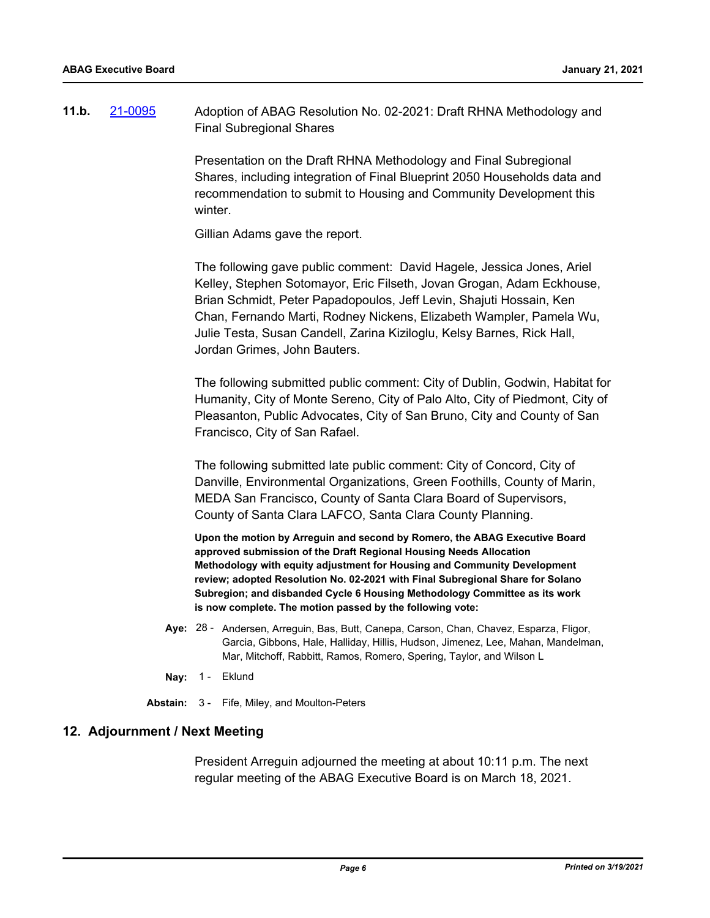**11.b.** 21-0095 Adoption of ABAG Resolution No. 02-2021: Draft RHNA Methodology and Final Subregional Shares

Presentation on the Draft RHNA Methodology and Final Subregional Shares, including integration of Final Blueprint 2050 Households data and recommendation to submit to Housing and Community Development this winter.

Gillian Adams gave the report.

The following gave public comment: David Hagele, Jessica Jones, Ariel Kelley, Stephen Sotomayor, Eric Filseth, Jovan Grogan, Adam Eckhouse, Brian Schmidt, Peter Papadopoulos, Jeff Levin, Shajuti Hossain, Ken Chan, Fernando Marti, Rodney Nickens, Elizabeth Wampler, Pamela Wu, Julie Testa, Susan Candell, Zarina Kiziloglu, Kelsy Barnes, Rick Hall, Jordan Grimes, John Bauters.

The following submitted public comment: City of Dublin, Godwin, Habitat for Humanity, City of Monte Sereno, City of Palo Alto, City of Piedmont, City of Pleasanton, Public Advocates, City of San Bruno, City and County of San Francisco, City of San Rafael.

The following submitted late public comment: City of Concord, City of Danville, Environmental Organizations, Green Foothills, County of Marin, MEDA San Francisco, County of Santa Clara Board of Supervisors, County of Santa Clara LAFCO, Santa Clara County Planning.

**Upon the motion by Arreguin and second by Romero, the ABAG Executive Board approved submission of the Draft Regional Housing Needs Allocation Methodology with equity adjustment for Housing and Community Development review; adopted Resolution No. 02-2021 with Final Subregional Share for Solano Subregion; and disbanded Cycle 6 Housing Methodology Committee as its work is now complete. The motion passed by the following vote:**

**Aye:** 28 - Andersen, Arreguin, Bas, Butt, Canepa, Carson, Chan, Chavez, Esparza, Fligor, Garcia, Gibbons, Hale, Halliday, Hillis, Hudson, Jimenez, Lee, Mahan, Mandelman, Mar, Mitchoff, Rabbitt, Ramos, Romero, Spering, Taylor, and Wilson L

**Nay:** 1 - Eklund

**Abstain:** 3 - Fife, Miley, and Moulton-Peters

## 12. Adjournment / Next Meeting

President Arreguin adjourned the meeting at about 10:11 p.m. The next regular meeting of the ABAG Executive Board is on March 18, 2021.